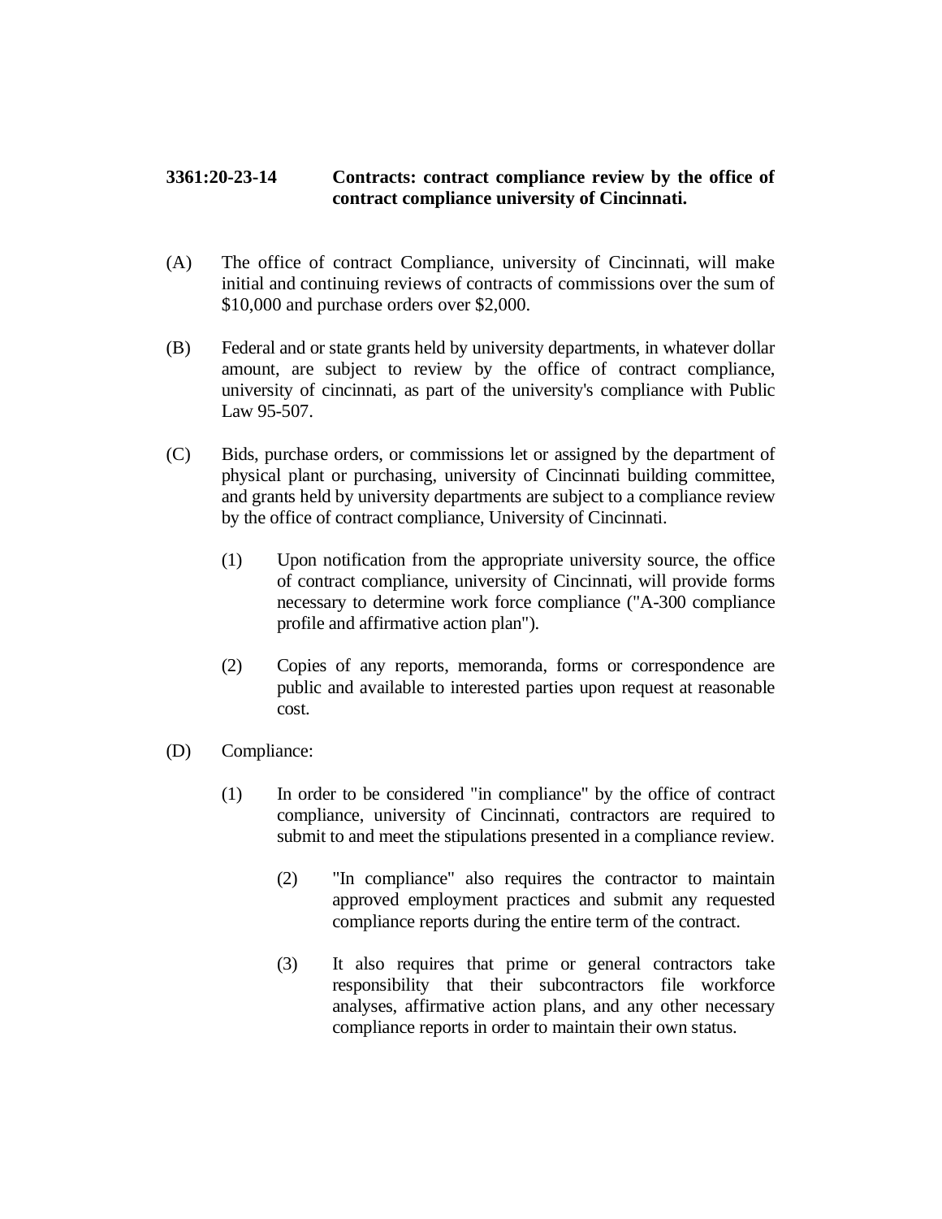**3361:20-23-14 Contracts: contract compliance review by the office of contract compliance university of Cincinnati.**

(A) The office of contract Compliance, university of Cincinnati, will make initial and continuing reviews of contracts of commissions over the sum of $10,000 and purchase orders over $2,000.

(B) Federal and or state grants held by university departments, in whatever dollar amount, are subject to review by the office of contract compliance, university of cincinnati, as part of the university's compliance with Public Law 95-507.

(C) Bids, purchase orders, or commissions let or assigned by the department of physical plant or purchasing, university of Cincinnati building committee, and grants held by university departments are subject to a compliance review by the office of contract compliance, University of Cincinnati.

 (1) Upon notification from the appropriate university source, the office of contract compliance, university of Cincinnati, will provide forms necessary to determine work force compliance ("A-300 compliance profile and affirmative action plan").

 (2) Copies of any reports, memoranda, forms or correspondence are public and available to interested parties upon request at reasonable cost.

(D) Compliance:

 (1) In order to be considered "in compliance" by the office of contract compliance, university of Cincinnati, contractors are required to submit to and meet the stipulations presented in a compliance review.

  (2) "In compliance" also requires the contractor to maintain approved employment practices and submit any requested compliance reports during the entire term of the contract.

  (3) It also requires that prime or general contractors take responsibility that their subcontractors file workforce analyses, affirmative action plans, and any other necessary compliance reports in order to maintain their own status.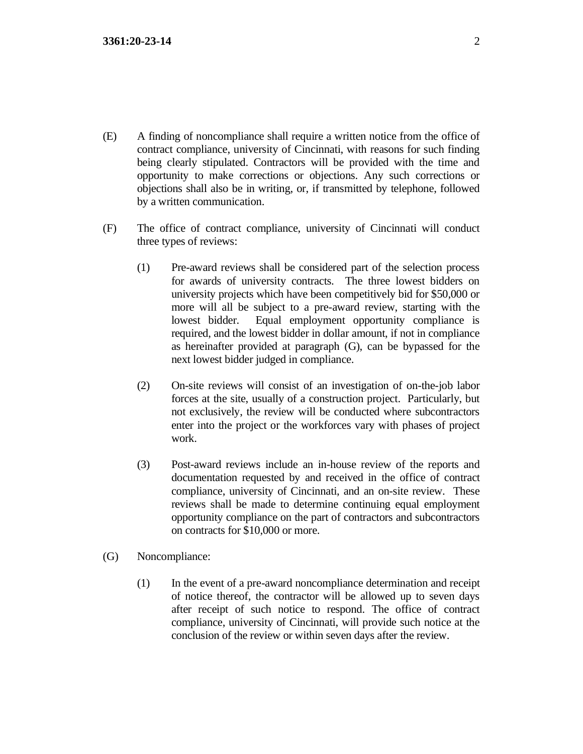(E) A finding of noncompliance shall require a written notice from the office of contract compliance, university of Cincinnati, with reasons for such finding being clearly stipulated. Contractors will be provided with the time and opportunity to make corrections or objections. Any such corrections or objections shall also be in writing, or, if transmitted by telephone, followed by a written communication.

(F) The office of contract compliance, university of Cincinnati will conduct three types of reviews:

(1) Pre-award reviews shall be considered part of the selection process for awards of university contracts. The three lowest bidders on university projects which have been competitively bid for $50,000 or more will all be subject to a pre-award review, starting with the lowest bidder. Equal employment opportunity compliance is required, and the lowest bidder in dollar amount, if not in compliance as hereinafter provided at paragraph (G), can be bypassed for the next lowest bidder judged in compliance.

(2) On-site reviews will consist of an investigation of on-the-job labor forces at the site, usually of a construction project. Particularly, but not exclusively, the review will be conducted where subcontractors enter into the project or the workforces vary with phases of project work.

(3) Post-award reviews include an in-house review of the reports and documentation requested by and received in the office of contract compliance, university of Cincinnati, and an on-site review. These reviews shall be made to determine continuing equal employment opportunity compliance on the part of contractors and subcontractors on contracts for $10,000 or more.

(G) Noncompliance:

(1) In the event of a pre-award noncompliance determination and receipt of notice thereof, the contractor will be allowed up to seven days after receipt of such notice to respond. The office of contract compliance, university of Cincinnati, will provide such notice at the conclusion of the review or within seven days after the review.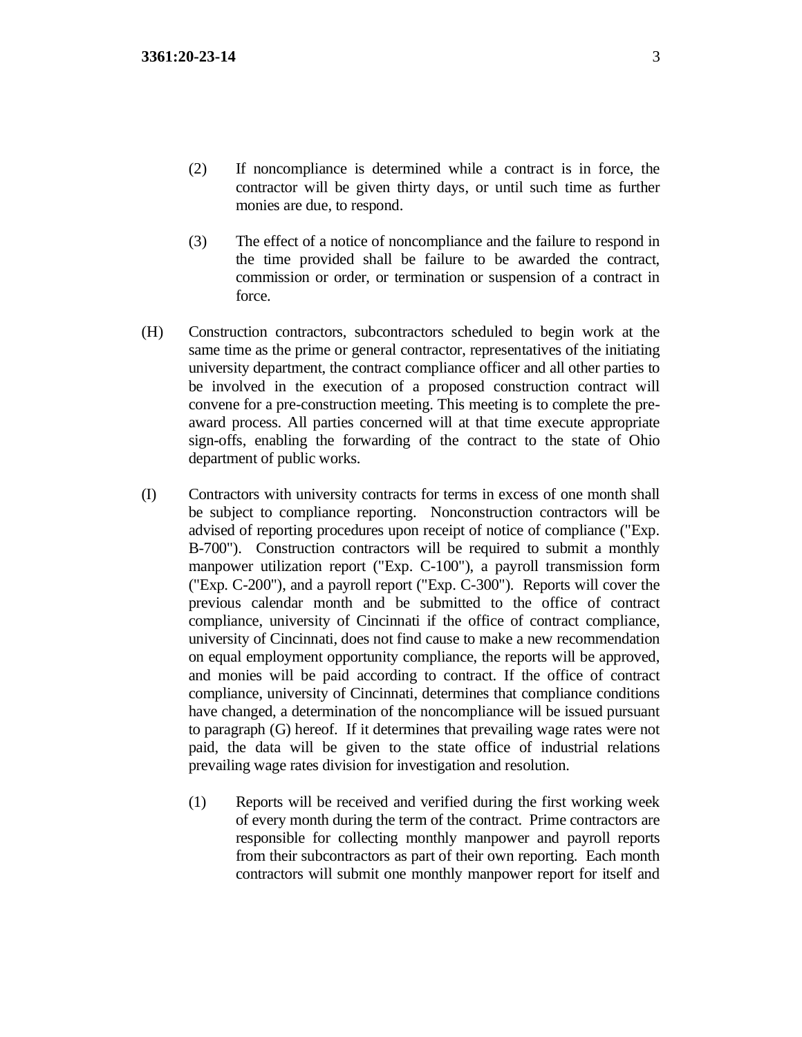(2) If noncompliance is determined while a contract is in force, the contractor will be given thirty days, or until such time as further monies are due, to respond.

(3) The effect of a notice of noncompliance and the failure to respond in the time provided shall be failure to be awarded the contract, commission or order, or termination or suspension of a contract in force.

(H) Construction contractors, subcontractors scheduled to begin work at the same time as the prime or general contractor, representatives of the initiating university department, the contract compliance officer and all other parties to be involved in the execution of a proposed construction contract will convene for a pre-construction meeting. This meeting is to complete the pre-award process. All parties concerned will at that time execute appropriate sign-offs, enabling the forwarding of the contract to the state of Ohio department of public works.

(I) Contractors with university contracts for terms in excess of one month shall be subject to compliance reporting. Nonconstruction contractors will be advised of reporting procedures upon receipt of notice of compliance ("Exp. B-700"). Construction contractors will be required to submit a monthly manpower utilization report ("Exp. C-100"), a payroll transmission form ("Exp. C-200"), and a payroll report ("Exp. C-300"). Reports will cover the previous calendar month and be submitted to the office of contract compliance, university of Cincinnati if the office of contract compliance, university of Cincinnati, does not find cause to make a new recommendation on equal employment opportunity compliance, the reports will be approved, and monies will be paid according to contract. If the office of contract compliance, university of Cincinnati, determines that compliance conditions have changed, a determination of the noncompliance will be issued pursuant to paragraph (G) hereof. If it determines that prevailing wage rates were not paid, the data will be given to the state office of industrial relations prevailing wage rates division for investigation and resolution.

(1) Reports will be received and verified during the first working week of every month during the term of the contract. Prime contractors are responsible for collecting monthly manpower and payroll reports from their subcontractors as part of their own reporting. Each month contractors will submit one monthly manpower report for itself and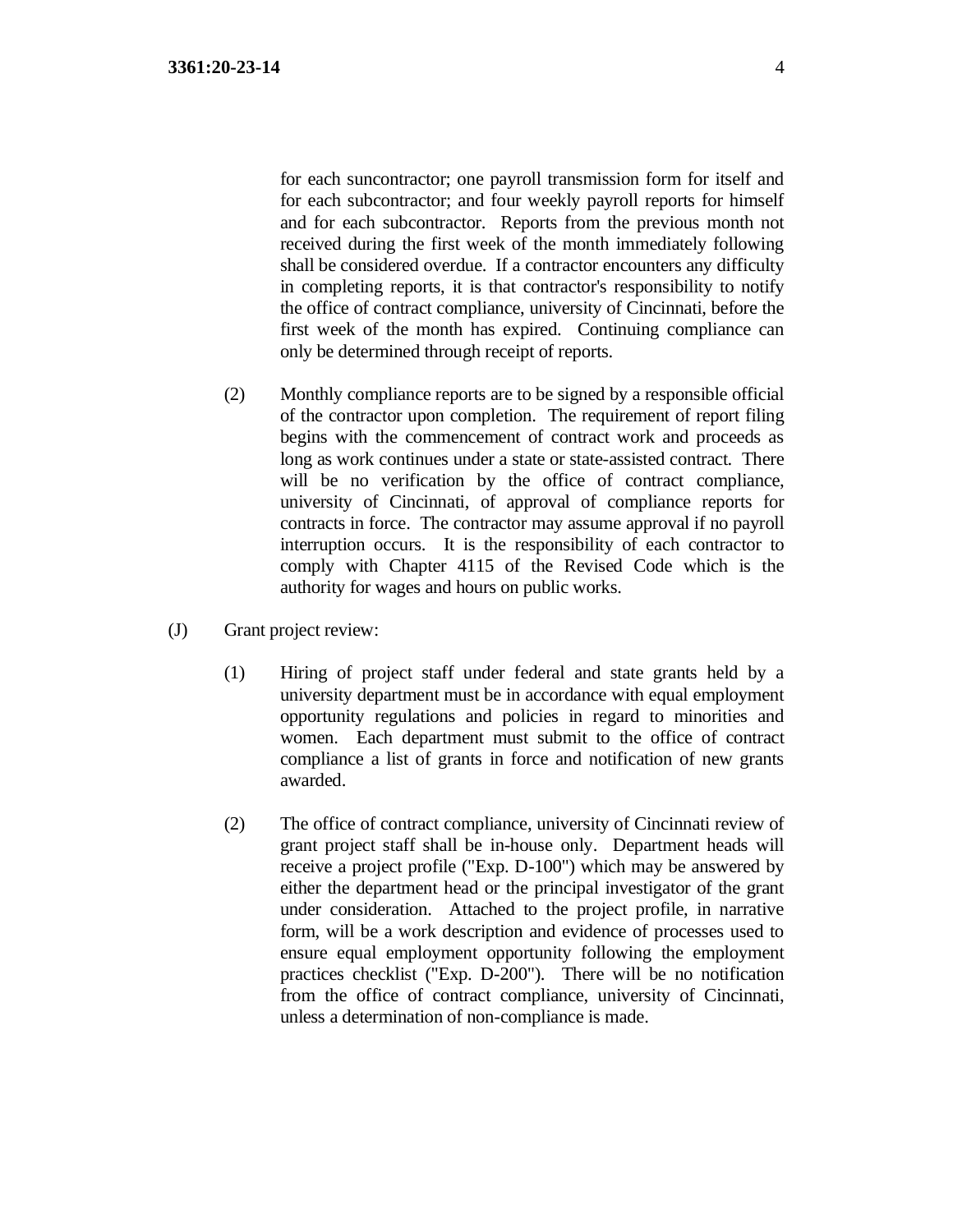for each suncontractor; one payroll transmission form for itself and for each subcontractor; and four weekly payroll reports for himself and for each subcontractor. Reports from the previous month not received during the first week of the month immediately following shall be considered overdue. If a contractor encounters any difficulty in completing reports, it is that contractor's responsibility to notify the office of contract compliance, university of Cincinnati, before the first week of the month has expired. Continuing compliance can only be determined through receipt of reports.

(2) Monthly compliance reports are to be signed by a responsible official of the contractor upon completion. The requirement of report filing begins with the commencement of contract work and proceeds as long as work continues under a state or state-assisted contract. There will be no verification by the office of contract compliance, university of Cincinnati, of approval of compliance reports for contracts in force. The contractor may assume approval if no payroll interruption occurs. It is the responsibility of each contractor to comply with Chapter 4115 of the Revised Code which is the authority for wages and hours on public works.

(J) Grant project review:

(1) Hiring of project staff under federal and state grants held by a university department must be in accordance with equal employment opportunity regulations and policies in regard to minorities and women. Each department must submit to the office of contract compliance a list of grants in force and notification of new grants awarded.

(2) The office of contract compliance, university of Cincinnati review of grant project staff shall be in-house only. Department heads will receive a project profile ("Exp. D-100") which may be answered by either the department head or the principal investigator of the grant under consideration. Attached to the project profile, in narrative form, will be a work description and evidence of processes used to ensure equal employment opportunity following the employment practices checklist ("Exp. D-200"). There will be no notification from the office of contract compliance, university of Cincinnati, unless a determination of non-compliance is made.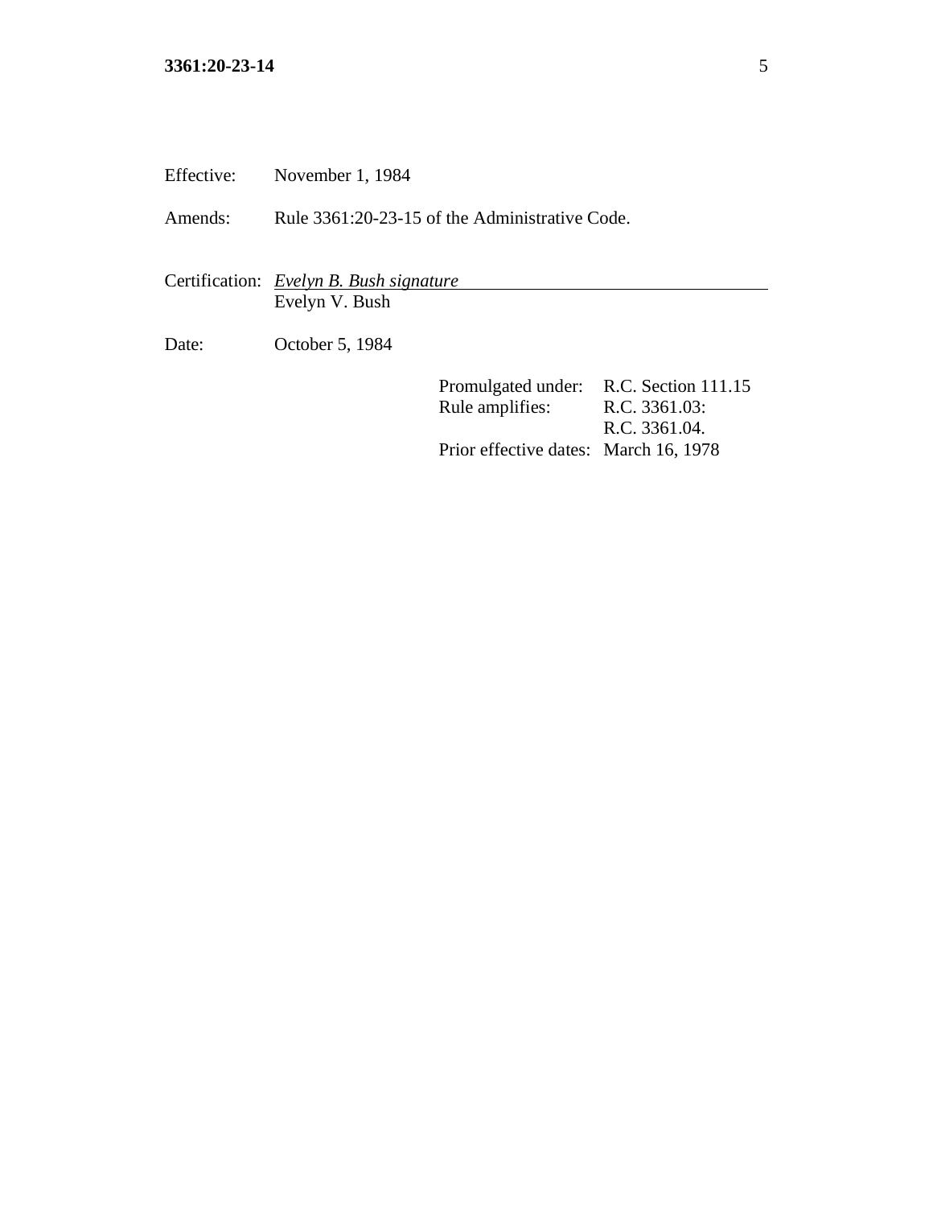Effective: November 1, 1984

Amends: Rule 3361:20-23-15 of the Administrative Code.

Certification: *Evelyn B. Bush signature*
Evelyn V. Bush

Date: October 5, 1984

| | |
|---|---|
| Promulgated under: | R.C. Section 111.15 |
| Rule amplifies: | R.C. 3361.03: |
| | R.C. 3361.04. |
| Prior effective dates: | March 16, 1978 |